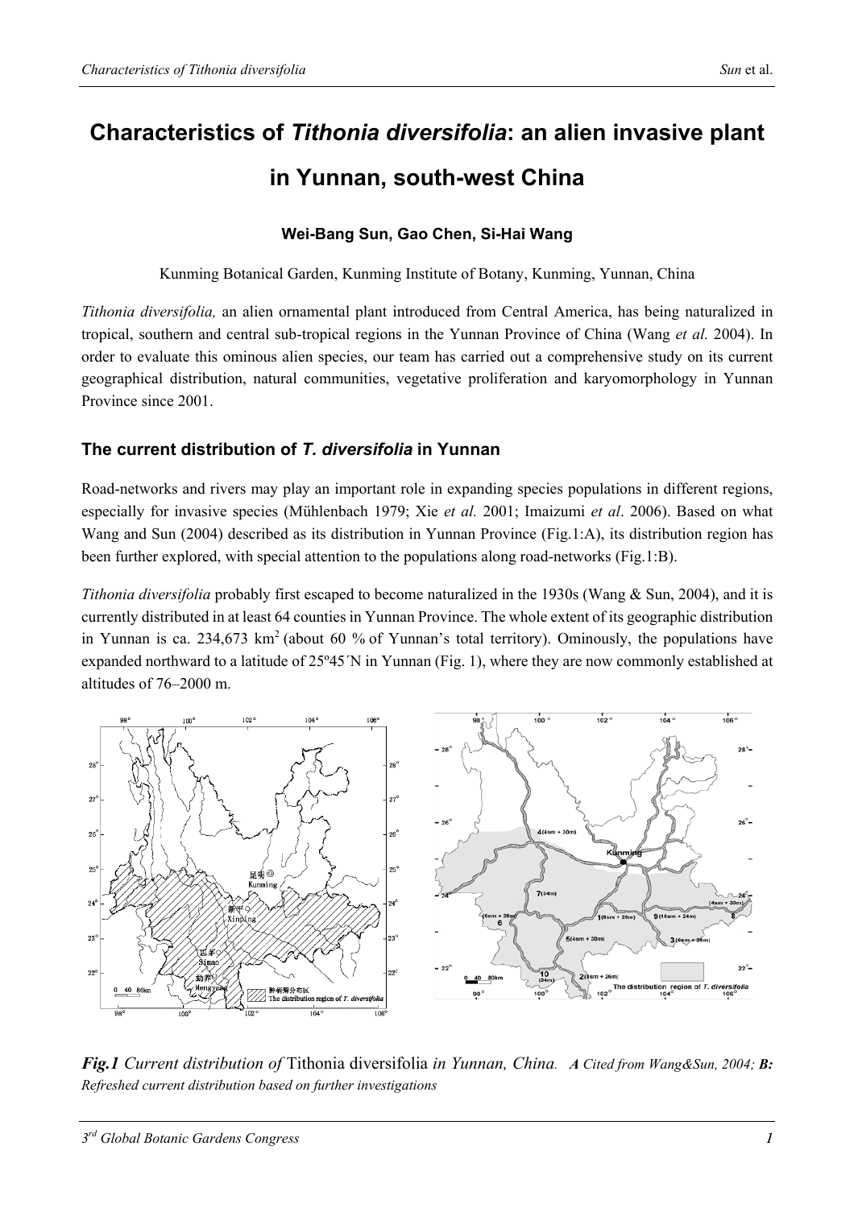# Characteristics of *Tithonia diversifolia*: an alien invasive plant in Yunnan, south-west China

**Wei-Bang Sun, Gao Chen, Si-Hai Wang**

Kunming Botanical Garden, Kunming Institute of Botany, Kunming, Yunnan, China

*Tithonia diversifolia,* an alien ornamental plant introduced from Central America, has being naturalized in tropical, southern and central sub-tropical regions in the Yunnan Province of China (Wang *et al.* 2004). In order to evaluate this ominous alien species, our team has carried out a comprehensive study on its current geographical distribution, natural communities, vegetative proliferation and karyomorphology in Yunnan Province since 2001.

## The current distribution of *T. diversifolia* in Yunnan

Road-networks and rivers may play an important role in expanding species populations in different regions, especially for invasive species (Mühlenbach 1979; Xie *et al.* 2001; Imaizumi *et al*. 2006). Based on what Wang and Sun (2004) described as its distribution in Yunnan Province (Fig.1:A), its distribution region has been further explored, with special attention to the populations along road-networks (Fig.1:B).

*Tithonia diversifolia* probably first escaped to become naturalized in the 1930s (Wang & Sun, 2004), and it is currently distributed in at least 64 counties in Yunnan Province. The whole extent of its geographic distribution in Yunnan is ca. 234,673 km$^2$ (about 60 % of Yunnan's total territory). Ominously, the populations have expanded northward to a latitude of 25º45´N in Yunnan (Fig. 1), where they are now commonly established at altitudes of 76–2000 m.

***Fig.1*** *Current distribution of* Tithonia diversifolia *in Yunnan, China. **A** Cited from Wang&Sun, 2004; **B:** Refreshed current distribution based on further investigations*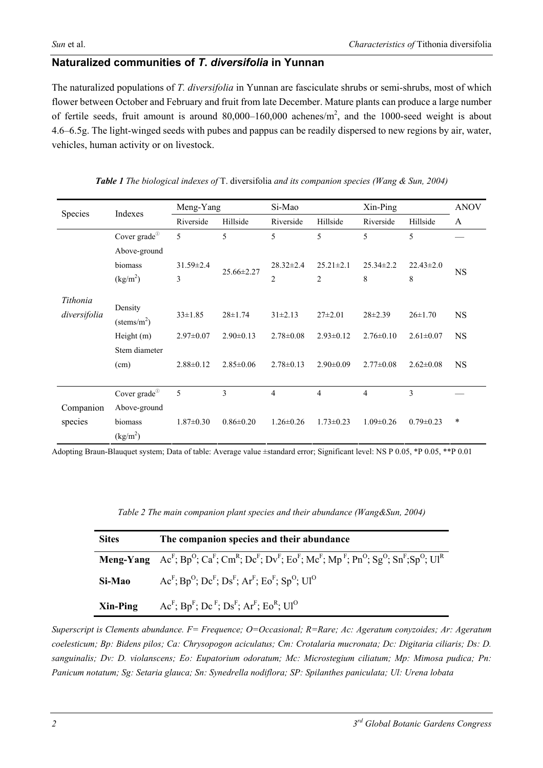## Naturalized communities of *T. diversifolia* in Yunnan

The naturalized populations of *T. diversifolia* in Yunnan are fasciculate shrubs or semi-shrubs, most of which flower between October and February and fruit from late December. Mature plants can produce a large number of fertile seeds, fruit amount is around 80,000–160,000 achenes/$m^2$, and the 1000-seed weight is about 4.6–6.5g. The light-winged seeds with pubes and pappus can be readily dispersed to new regions by air, water, vehicles, human activity or on livestock.

***Table 1** The biological indexes of* T. diversifolia *and its companion species (Wang & Sun, 2004)*

| Species | Indexes | Meng-Yang | | Si-Mao | | Xin-Ping | | ANOVA |
|---|---|---|---|---|---|---|---|---|
| | | Riverside | Hillside | Riverside | Hillside | Riverside | Hillside | |
| *Tithonia diversifolia* | Cover grade[①] | 5 | 5 | 5 | 5 | 5 | 5 | — |
| | Above-ground biomass (kg/$m^2$) | 31.59±2.43 | 25.66±2.27 | 28.32±2.42 | 25.21±2.12 | 25.34±2.28 | 22.43±2.08 | NS |
| | Density (stems/$m^2$) | 33±1.85 | 28±1.74 | 31±2.13 | 27±2.01 | 28±2.39 | 26±1.70 | NS |
| | Height (m) | 2.97±0.07 | 2.90±0.13 | 2.78±0.08 | 2.93±0.12 | 2.76±0.10 | 2.61±0.07 | NS |
| | Stem diameter (cm) | 2.88±0.12 | 2.85±0.06 | 2.78±0.13 | 2.90±0.09 | 2.77±0.08 | 2.62±0.08 | NS |
| Companion species | Cover grade[①] | 5 | 3 | 4 | 4 | 4 | 3 | — |
| | Above-ground biomass (kg/$m^2$) | 1.87±0.30 | 0.86±0.20 | 1.26±0.26 | 1.73±0.23 | 1.09±0.26 | 0.79±0.23 | * |

Adopting Braun-Blauquet system; Data of table: Average value ±standard error; Significant level: NS P 0.05, *P 0.05, **P 0.01

*Table 2 The main companion plant species and their abundance (Wang&Sun, 2004)*

| Sites | The companion species and their abundance |
|---|---|
| **Meng-Yang** | $Ac^F$; $Bp^O$; $Ca^F$; $Cm^R$; $Dc^F$; $Dv^F$; $Eo^F$; $Mc^F$; $Mp^F$; $Pn^O$; $Sg^O$; $Sn^F$; $Sp^O$; $Ul^R$ |
| **Si-Mao** | $Ac^F$; $Bp^O$; $Dc^F$; $Ds^F$; $Ar^F$; $Eo^F$; $Sp^O$; $Ul^O$ |
| **Xin-Ping** | $Ac^F$; $Bp^F$; $Dc^F$; $Ds^F$; $Ar^F$; $Eo^R$; $Ul^O$ |

*Superscript is Clements abundance. F= Frequence; O=Occasional; R=Rare; Ac: Ageratum conyzoides; Ar: Ageratum coelesticum; Bp: Bidens pilos; Ca: Chrysopogon aciculatus; Cm: Crotalaria mucronata; Dc: Digitaria ciliaris; Ds: D. sanguinalis; Dv: D. violanscens; Eo: Eupatorium odoratum; Mc: Microstegium ciliatum; Mp: Mimosa pudica; Pn: Panicum notatum; Sg: Setaria glauca; Sn: Synedrella nodiflora; SP: Spilanthes paniculata; Ul: Urena lobata*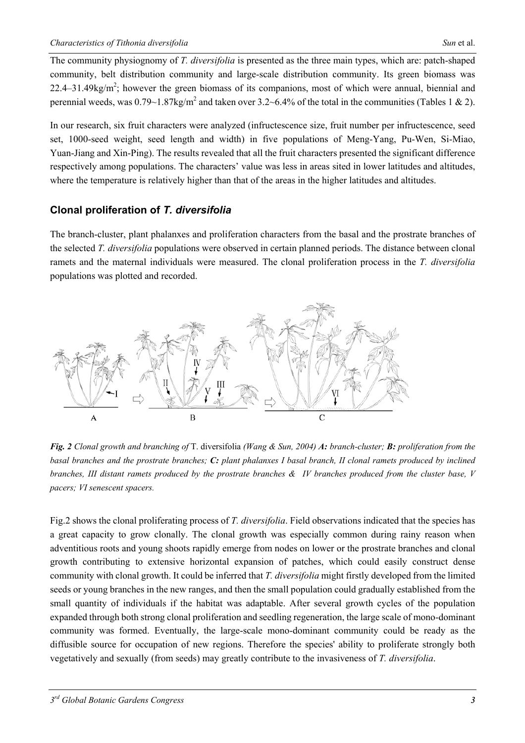The community physiognomy of *T. diversifolia* is presented as the three main types, which are: patch-shaped community, belt distribution community and large-scale distribution community. Its green biomass was 22.4–31.49kg/m$^2$; however the green biomass of its companions, most of which were annual, biennial and perennial weeds, was 0.79~1.87kg/m$^2$ and taken over 3.2~6.4% of the total in the communities (Tables 1 & 2).

In our research, six fruit characters were analyzed (infructescence size, fruit number per infructescence, seed set, 1000-seed weight, seed length and width) in five populations of Meng-Yang, Pu-Wen, Si-Miao, Yuan-Jiang and Xin-Ping). The results revealed that all the fruit characters presented the significant difference respectively among populations. The characters' value was less in areas sited in lower latitudes and altitudes, where the temperature is relatively higher than that of the areas in the higher latitudes and altitudes.

## Clonal proliferation of *T. diversifolia*

The branch-cluster, plant phalanxes and proliferation characters from the basal and the prostrate branches of the selected *T. diversifolia* populations were observed in certain planned periods. The distance between clonal ramets and the maternal individuals were measured. The clonal proliferation process in the *T. diversifolia* populations was plotted and recorded.

***Fig. 2*** *Clonal growth and branching of* T. diversifolia *(Wang & Sun, 2004)* ***A:*** *branch-cluster;* ***B:*** *proliferation from the basal branches and the prostrate branches;* ***C:*** *plant phalanxes I basal branch, II clonal ramets produced by inclined branches, III distant ramets produced by the prostrate branches & IV branches produced from the cluster base, V pacers; VI senescent spacers.*

Fig.2 shows the clonal proliferating process of *T. diversifolia*. Field observations indicated that the species has a great capacity to grow clonally. The clonal growth was especially common during rainy reason when adventitious roots and young shoots rapidly emerge from nodes on lower or the prostrate branches and clonal growth contributing to extensive horizontal expansion of patches, which could easily construct dense community with clonal growth. It could be inferred that *T. diversifolia* might firstly developed from the limited seeds or young branches in the new ranges, and then the small population could gradually established from the small quantity of individuals if the habitat was adaptable. After several growth cycles of the population expanded through both strong clonal proliferation and seedling regeneration, the large scale of mono-dominant community was formed. Eventually, the large-scale mono-dominant community could be ready as the diffusible source for occupation of new regions. Therefore the species' ability to proliferate strongly both vegetatively and sexually (from seeds) may greatly contribute to the invasiveness of *T. diversifolia*.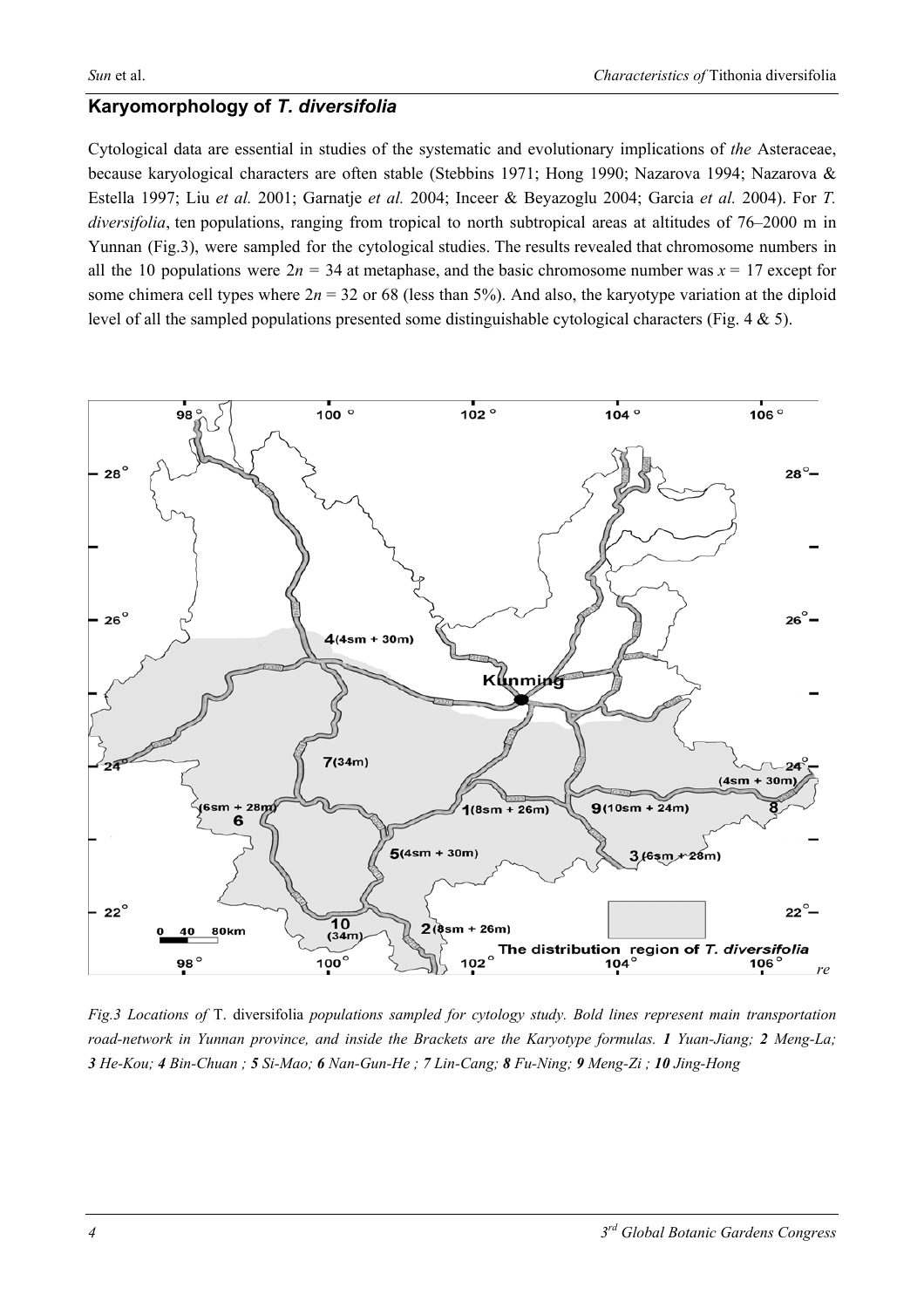## Karyomorphology of *T. diversifolia*

Cytological data are essential in studies of the systematic and evolutionary implications of *the* Asteraceae, because karyological characters are often stable (Stebbins 1971; Hong 1990; Nazarova 1994; Nazarova & Estella 1997; Liu *et al.* 2001; Garnatje *et al.* 2004; Inceer & Beyazoglu 2004; Garcia *et al.* 2004). For *T. diversifolia*, ten populations, ranging from tropical to north subtropical areas at altitudes of 76–2000 m in Yunnan (Fig.3), were sampled for the cytological studies. The results revealed that chromosome numbers in all the 10 populations were $2n = 34$ at metaphase, and the basic chromosome number was $x = 17$ except for some chimera cell types where $2n = 32$ or 68 (less than 5%). And also, the karyotype variation at the diploid level of all the sampled populations presented some distinguishable cytological characters (Fig. 4 & 5).

*Fig.3 Locations of* T. diversifolia *populations sampled for cytology study. Bold lines represent main transportation road-network in Yunnan province, and inside the Brackets are the Karyotype formulas.* ***1*** *Yuan-Jiang;* ***2*** *Meng-La;* ***3*** *He-Kou;* ***4*** *Bin-Chuan ;* ***5*** *Si-Mao;* ***6*** *Nan-Gun-He ;* ***7*** *Lin-Cang;* ***8*** *Fu-Ning;* ***9*** *Meng-Zi ;* ***10*** *Jing-Hong*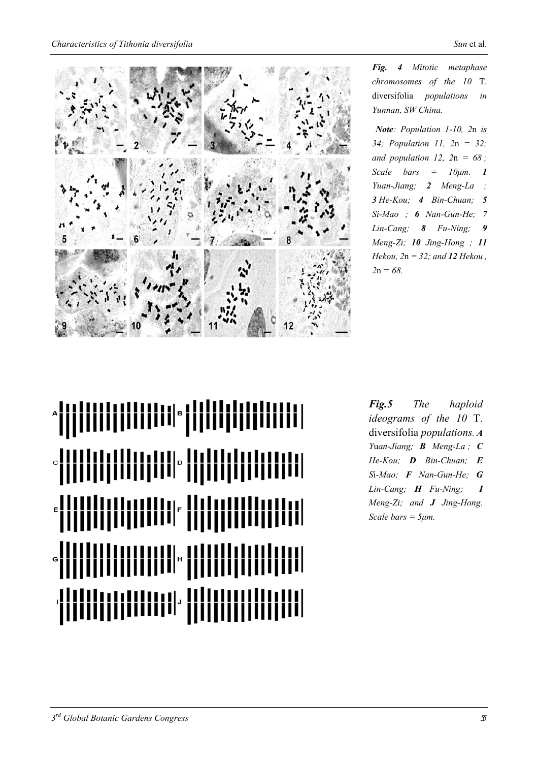***Fig. 4*** *Mitotic metaphase chromosomes of the 10* T. diversifolia *populations in Yunnan, SW China.*

***Note****: Population 1-10, 2*n *is 34; Population 11, 2*n *= 32; and population 12, 2*n *= 68 ; Scale bars = 10μm.* ***1*** *Yuan-Jiang;* ***2*** *Meng-La ;* ***3*** *He-Kou;* ***4*** *Bin-Chuan;* ***5*** *Si-Mao ;* ***6*** *Nan-Gun-He;* ***7*** *Lin-Cang;* ***8*** *Fu-Ning;* ***9*** *Meng-Zi;* ***10*** *Jing-Hong ;* ***11*** *Hekou, 2*n *= 32; and* ***12*** *Hekou , 2*n *= 68.*

***Fig.5*** *The haploid ideograms of the 10* T. diversifolia *populations.* ***A*** *Yuan-Jiang;* ***B*** *Meng-La ;* ***C*** *He-Kou;* ***D*** *Bin-Chuan;* ***E*** *Si-Mao;* ***F*** *Nan-Gun-He;* ***G*** *Lin-Cang;* ***H*** *Fu-Ning;* ***I*** *Meng-Zi; and* ***J*** *Jing-Hong. Scale bars = 5μm.*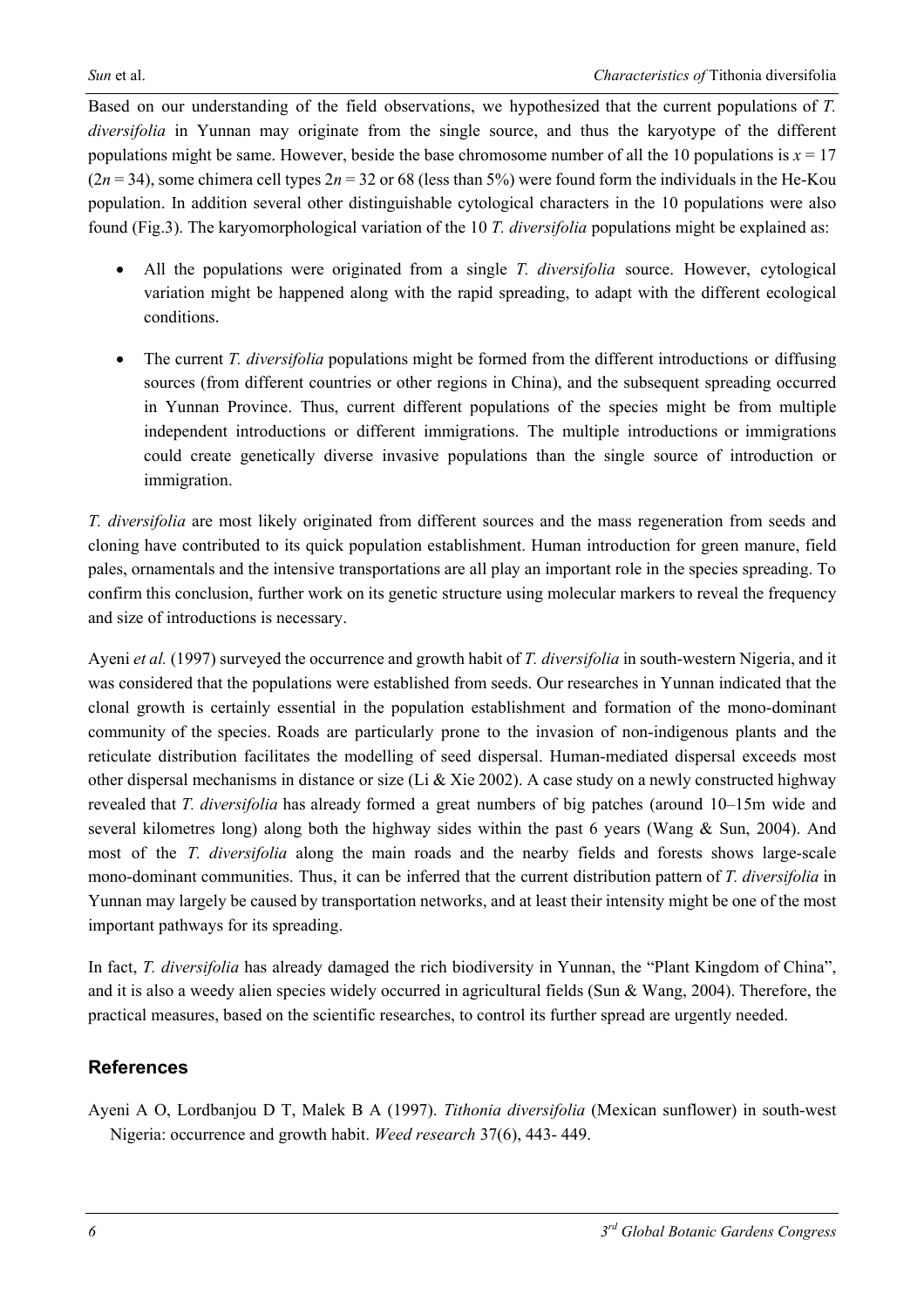Based on our understanding of the field observations, we hypothesized that the current populations of *T. diversifolia* in Yunnan may originate from the single source, and thus the karyotype of the different populations might be same. However, beside the base chromosome number of all the 10 populations is $x = 17$ ($2n = 34$), some chimera cell types $2n = 32$ or 68 (less than 5%) were found form the individuals in the He-Kou population. In addition several other distinguishable cytological characters in the 10 populations were also found (Fig.3). The karyomorphological variation of the 10 *T. diversifolia* populations might be explained as:

- All the populations were originated from a single *T. diversifolia* source. However, cytological variation might be happened along with the rapid spreading, to adapt with the different ecological conditions.
- The current *T. diversifolia* populations might be formed from the different introductions or diffusing sources (from different countries or other regions in China), and the subsequent spreading occurred in Yunnan Province. Thus, current different populations of the species might be from multiple independent introductions or different immigrations. The multiple introductions or immigrations could create genetically diverse invasive populations than the single source of introduction or immigration.

*T. diversifolia* are most likely originated from different sources and the mass regeneration from seeds and cloning have contributed to its quick population establishment. Human introduction for green manure, field pales, ornamentals and the intensive transportations are all play an important role in the species spreading. To confirm this conclusion, further work on its genetic structure using molecular markers to reveal the frequency and size of introductions is necessary.

Ayeni *et al.* (1997) surveyed the occurrence and growth habit of *T. diversifolia* in south-western Nigeria, and it was considered that the populations were established from seeds. Our researches in Yunnan indicated that the clonal growth is certainly essential in the population establishment and formation of the mono-dominant community of the species. Roads are particularly prone to the invasion of non-indigenous plants and the reticulate distribution facilitates the modelling of seed dispersal. Human-mediated dispersal exceeds most other dispersal mechanisms in distance or size (Li & Xie 2002). A case study on a newly constructed highway revealed that *T. diversifolia* has already formed a great numbers of big patches (around 10–15m wide and several kilometres long) along both the highway sides within the past 6 years (Wang & Sun, 2004). And most of the *T. diversifolia* along the main roads and the nearby fields and forests shows large-scale mono-dominant communities. Thus, it can be inferred that the current distribution pattern of *T. diversifolia* in Yunnan may largely be caused by transportation networks, and at least their intensity might be one of the most important pathways for its spreading.

In fact, *T. diversifolia* has already damaged the rich biodiversity in Yunnan, the "Plant Kingdom of China", and it is also a weedy alien species widely occurred in agricultural fields (Sun & Wang, 2004). Therefore, the practical measures, based on the scientific researches, to control its further spread are urgently needed.

## References

Ayeni A O, Lordbanjou D T, Malek B A (1997). *Tithonia diversifolia* (Mexican sunflower) in south-west Nigeria: occurrence and growth habit. *Weed research* 37(6), 443- 449.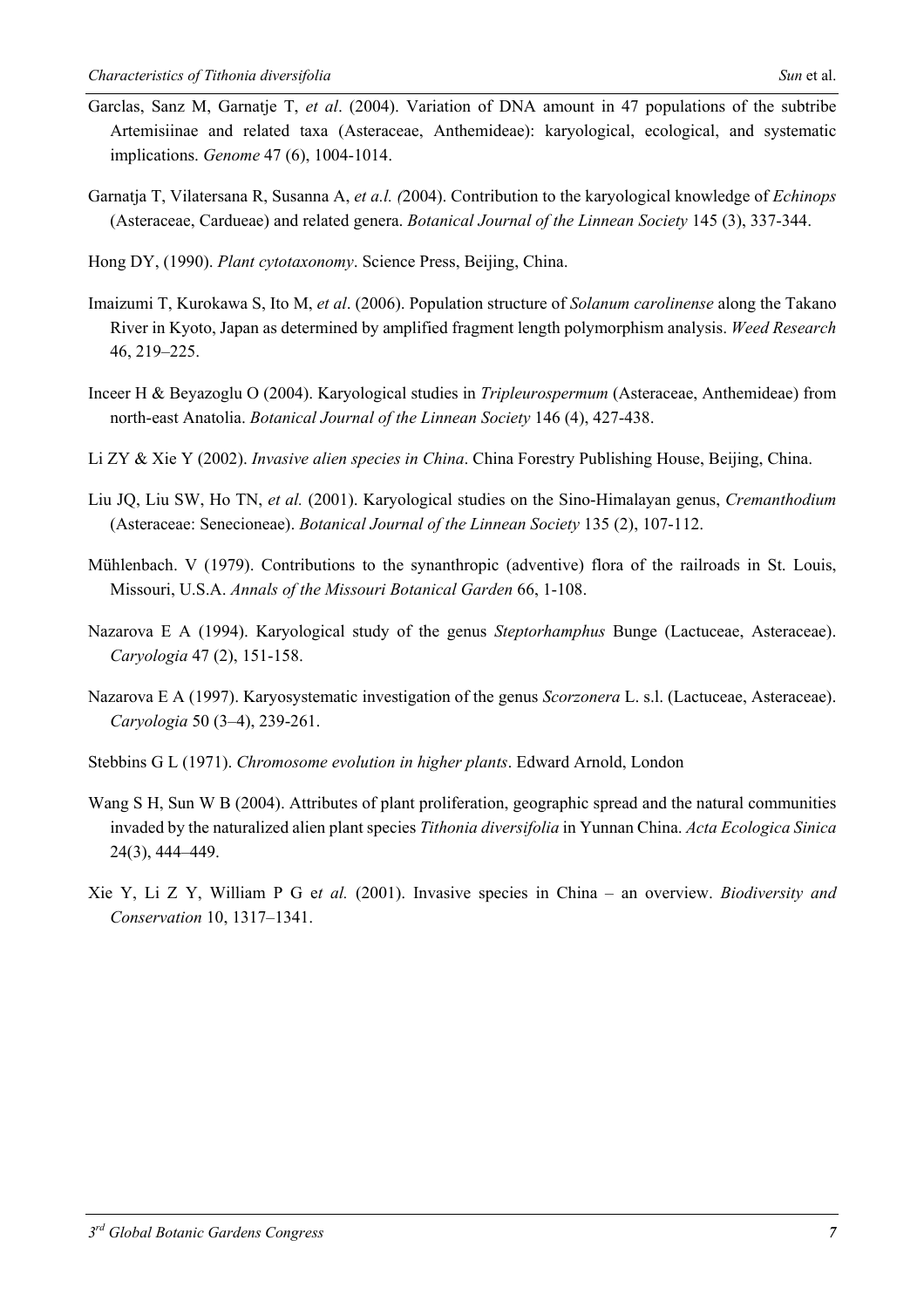Garclas, Sanz M, Garnatje T, *et al*. (2004). Variation of DNA amount in 47 populations of the subtribe Artemisiinae and related taxa (Asteraceae, Anthemideae): karyological, ecological, and systematic implications. *Genome* 47 (6), 1004-1014.

Garnatja T, Vilatersana R, Susanna A, *et a.l. (*2004). Contribution to the karyological knowledge of *Echinops* (Asteraceae, Cardueae) and related genera. *Botanical Journal of the Linnean Society* 145 (3), 337-344.

Hong DY, (1990). *Plant cytotaxonomy*. Science Press, Beijing, China.

Imaizumi T, Kurokawa S, Ito M, *et al*. (2006). Population structure of *Solanum carolinense* along the Takano River in Kyoto, Japan as determined by amplified fragment length polymorphism analysis. *Weed Research* 46, 219–225.

Inceer H & Beyazoglu O (2004). Karyological studies in *Tripleurospermum* (Asteraceae, Anthemideae) from north-east Anatolia. *Botanical Journal of the Linnean Society* 146 (4), 427-438.

Li ZY & Xie Y (2002). *Invasive alien species in China*. China Forestry Publishing House, Beijing, China.

Liu JQ, Liu SW, Ho TN, *et al.* (2001). Karyological studies on the Sino-Himalayan genus, *Cremanthodium* (Asteraceae: Senecioneae). *Botanical Journal of the Linnean Society* 135 (2), 107-112.

Mühlenbach. V (1979). Contributions to the synanthropic (adventive) flora of the railroads in St. Louis, Missouri, U.S.A. *Annals of the Missouri Botanical Garden* 66, 1-108.

Nazarova E A (1994). Karyological study of the genus *Steptorhamphus* Bunge (Lactuceae, Asteraceae). *Caryologia* 47 (2), 151-158.

Nazarova E A (1997). Karyosystematic investigation of the genus *Scorzonera* L. s.l. (Lactuceae, Asteraceae). *Caryologia* 50 (3–4), 239-261.

Stebbins G L (1971). *Chromosome evolution in higher plants*. Edward Arnold, London

Wang S H, Sun W B (2004). Attributes of plant proliferation, geographic spread and the natural communities invaded by the naturalized alien plant species *Tithonia diversifolia* in Yunnan China. *Acta Ecologica Sinica* 24(3), 444–449.

Xie Y, Li Z Y, William P G e*t al.* (2001). Invasive species in China – an overview. *Biodiversity and Conservation* 10, 1317–1341.